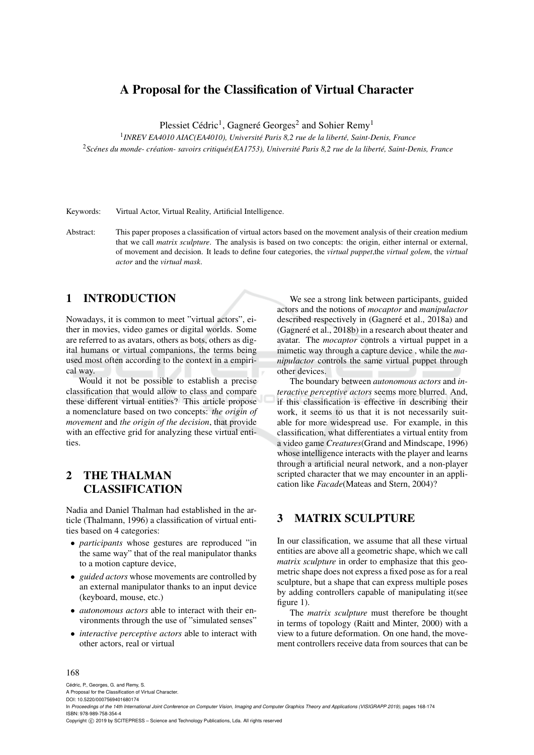# A Proposal for the Classification of Virtual Character

Plessiet Cédric[1], Gagneré Georges[2] and Sohier Remy[1]

[1]*INREV EA4010 AIAC(EA4010), Université Paris 8,2 rue de la liberté, Saint-Denis, France*

[2]*Scénes du monde- création- savoirs critiqués(EA1753), Université Paris 8,2 rue de la liberté, Saint-Denis, France*

Keywords: Virtual Actor, Virtual Reality, Artificial Intelligence.

Abstract: This paper proposes a classification of virtual actors based on the movement analysis of their creation medium that we call *matrix sculpture*. The analysis is based on two concepts: the origin, either internal or external, of movement and decision. It leads to define four categories, the *virtual puppet*,the *virtual golem*, the *virtual actor* and the *virtual mask*.

## 1 INTRODUCTION

Nowadays, it is common to meet "virtual actors", either in movies, video games or digital worlds. Some are referred to as avatars, others as bots, others as digital humans or virtual companions, the terms being used most often according to the context in a empirical way.

Would it not be possible to establish a precise classification that would allow to class and compare these different virtual entities? This article propose a nomenclature based on two concepts: *the origin of movement* and *the origin of the decision*, that provide with an effective grid for analyzing these virtual entities.

## 2 THE THALMAN CLASSIFICATION

Nadia and Daniel Thalman had established in the article (Thalmann, 1996) a classification of virtual entities based on 4 categories:

- *participants* whose gestures are reproduced "in the same way" that of the real manipulator thanks to a motion capture device,
- *guided actors* whose movements are controlled by an external manipulator thanks to an input device (keyboard, mouse, etc.)
- *autonomous actors* able to interact with their environments through the use of "simulated senses"
- *interactive perceptive actors* able to interact with other actors, real or virtual

We see a strong link between participants, guided actors and the notions of *mocaptor* and *manipulactor* described respectively in (Gagneré et al., 2018a) and (Gagneré et al., 2018b) in a research about theater and avatar. The *mocaptor* controls a virtual puppet in a mimetic way through a capture device , while the *manipulactor* controls the same virtual puppet through other devices.

The boundary between *autonomous actors* and *interactive perceptive actors* seems more blurred. And, if this classification is effective in describing their work, it seems to us that it is not necessarily suitable for more widespread use. For example, in this classification, what differentiates a virtual entity from a video game *Creatures*(Grand and Mindscape, 1996) whose intelligence interacts with the player and learns through a artificial neural network, and a non-player scripted character that we may encounter in an application like *Facade*(Mateas and Stern, 2004)?

## 3 MATRIX SCULPTURE

In our classification, we assume that all these virtual entities are above all a geometric shape, which we call *matrix sculpture* in order to emphasize that this geometric shape does not express a fixed pose as for a real sculpture, but a shape that can express multiple poses by adding controllers capable of manipulating it(see figure 1).

The *matrix sculpture* must therefore be thought in terms of topology (Raitt and Minter, 2000) with a view to a future deformation. On one hand, the movement controllers receive data from sources that can be

Cédric, P., Georges, G. and Remy, S.
A Proposal for the Classification of Virtual Character.
DOI: 10.5220/0007569401680174
In *Proceedings of the 14th International Joint Conference on Computer Vision, Imaging and Computer Graphics Theory and Applications (VISIGRAPP 2019)*, pages 168-174
ISBN: 978-989-758-354-4
Copyright © 2019 by SCITEPRESS – Science and Technology Publications, Lda. All rights reserved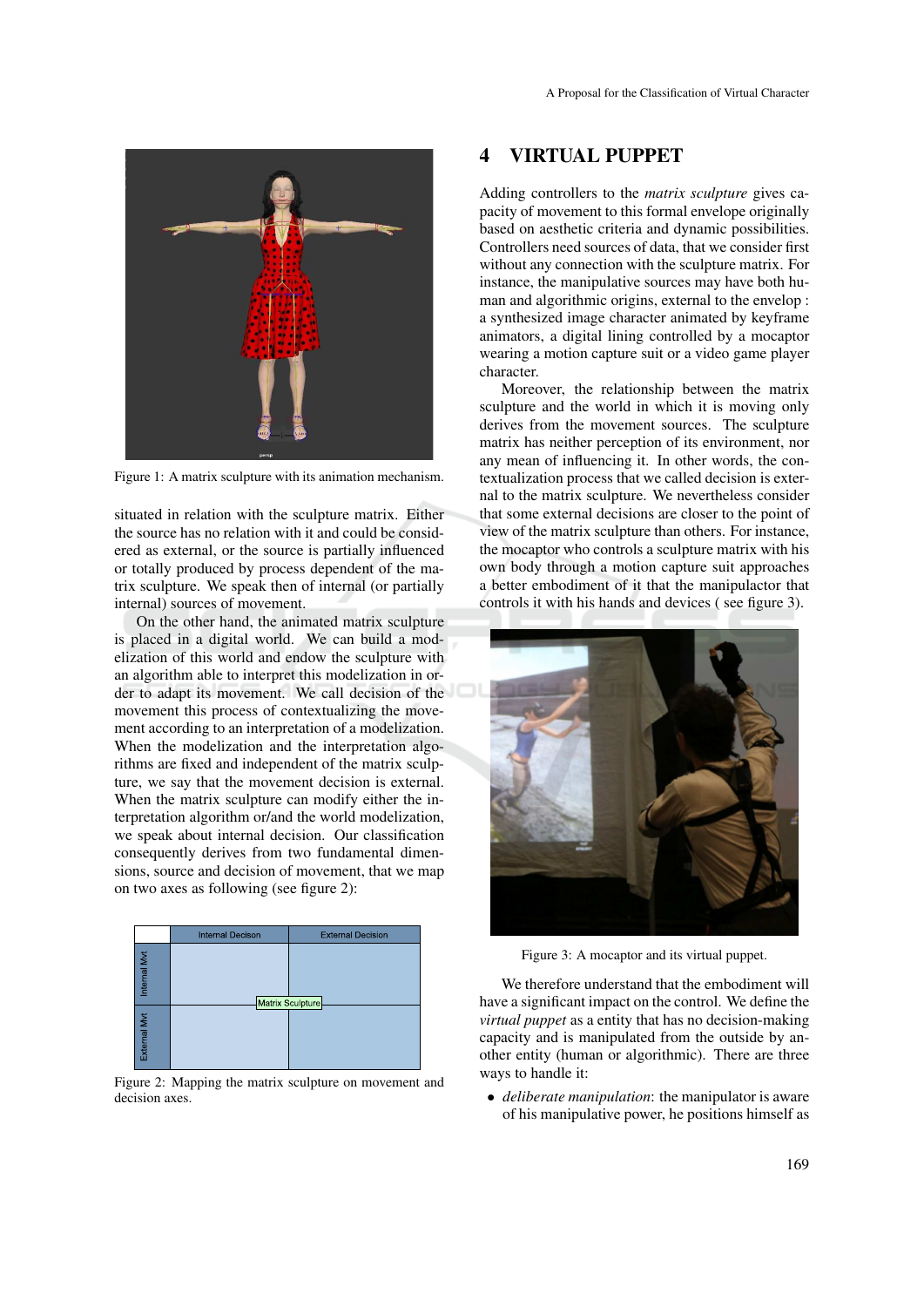Figure 1: A matrix sculpture with its animation mechanism.

situated in relation with the sculpture matrix. Either the source has no relation with it and could be considered as external, or the source is partially influenced or totally produced by process dependent of the matrix sculpture. We speak then of internal (or partially internal) sources of movement.

On the other hand, the animated matrix sculpture is placed in a digital world. We can build a modelization of this world and endow the sculpture with an algorithm able to interpret this modelization in order to adapt its movement. We call decision of the movement this process of contextualizing the movement according to an interpretation of a modelization. When the modelization and the interpretation algorithms are fixed and independent of the matrix sculpture, we say that the movement decision is external. When the matrix sculpture can modify either the interpretation algorithm or/and the world modelization, we speak about internal decision. Our classification consequently derives from two fundamental dimensions, source and decision of movement, that we map on two axes as following (see figure 2):

Internal Decison
External Decision
Internal Mvt
External Mvt
Matrix Sculpture

Figure 2: Mapping the matrix sculpture on movement and decision axes.

## 4 VIRTUAL PUPPET

Adding controllers to the *matrix sculpture* gives capacity of movement to this formal envelope originally based on aesthetic criteria and dynamic possibilities. Controllers need sources of data, that we consider first without any connection with the sculpture matrix. For instance, the manipulative sources may have both human and algorithmic origins, external to the envelop : a synthesized image character animated by keyframe animators, a digital lining controlled by a mocaptor wearing a motion capture suit or a video game player character.

Moreover, the relationship between the matrix sculpture and the world in which it is moving only derives from the movement sources. The sculpture matrix has neither perception of its environment, nor any mean of influencing it. In other words, the contextualization process that we called decision is external to the matrix sculpture. We nevertheless consider that some external decisions are closer to the point of view of the matrix sculpture than others. For instance, the mocaptor who controls a sculpture matrix with his own body through a motion capture suit approaches a better embodiment of it that the manipulactor that controls it with his hands and devices ( see figure 3).

Figure 3: A mocaptor and its virtual puppet.

We therefore understand that the embodiment will have a significant impact on the control. We define the *virtual puppet* as a entity that has no decision-making capacity and is manipulated from the outside by another entity (human or algorithmic). There are three ways to handle it:

- *deliberate manipulation*: the manipulator is aware of his manipulative power, he positions himself as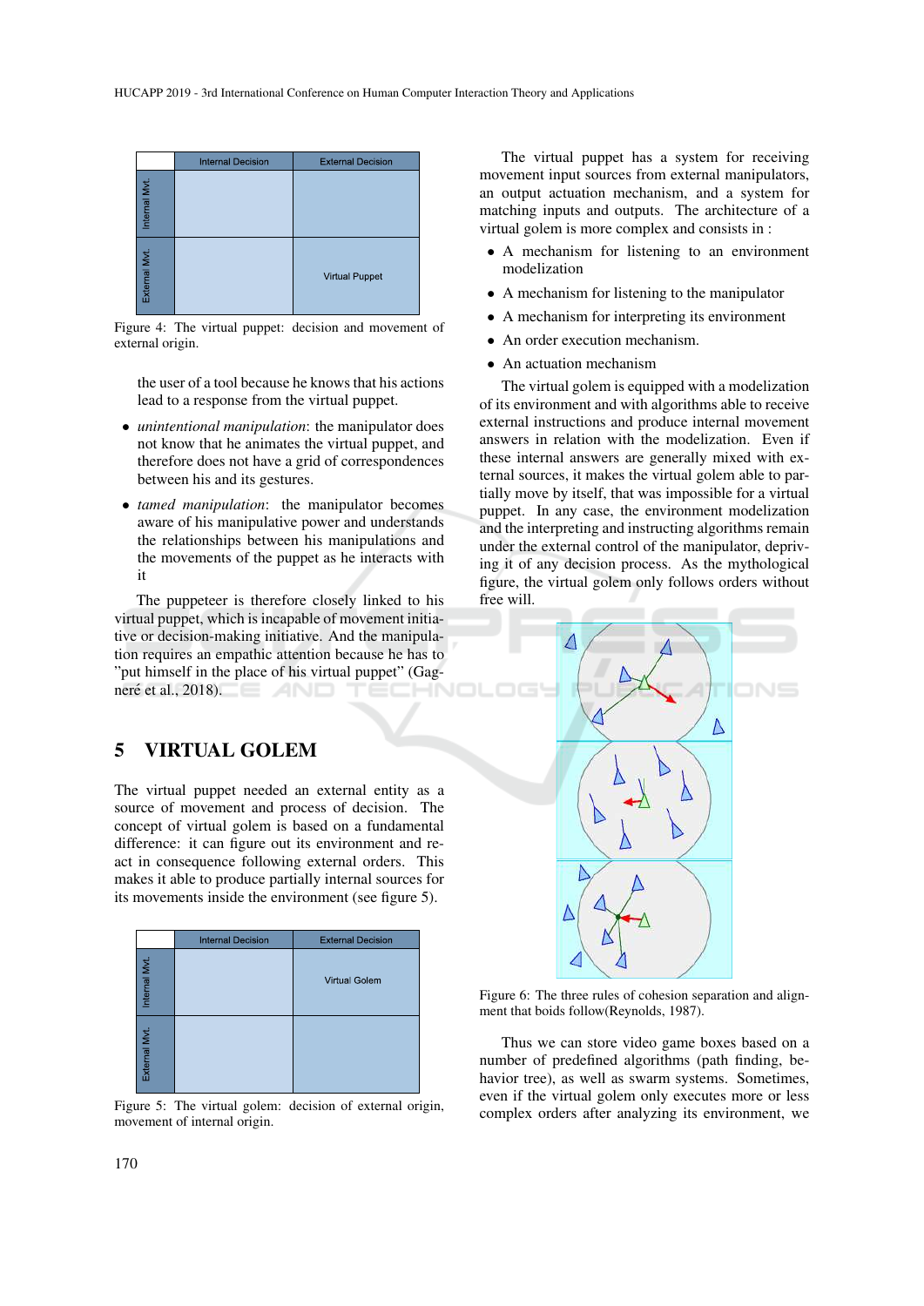| | Internal Decision | External Decision |
|---|---|---|
| Internal Mvt. | | |
| External Mvt. | | Virtual Puppet |

Figure 4: The virtual puppet: decision and movement of external origin.

the user of a tool because he knows that his actions lead to a response from the virtual puppet.

- *unintentional manipulation*: the manipulator does not know that he animates the virtual puppet, and therefore does not have a grid of correspondences between his and its gestures.
- *tamed manipulation*: the manipulator becomes aware of his manipulative power and understands the relationships between his manipulations and the movements of the puppet as he interacts with it

The puppeteer is therefore closely linked to his virtual puppet, which is incapable of movement initiative or decision-making initiative. And the manipulation requires an empathic attention because he has to "put himself in the place of his virtual puppet" (Gagneré et al., 2018).

## 5 VIRTUAL GOLEM

The virtual puppet needed an external entity as a source of movement and process of decision. The concept of virtual golem is based on a fundamental difference: it can figure out its environment and react in consequence following external orders. This makes it able to produce partially internal sources for its movements inside the environment (see figure 5).

| | Internal Decision | External Decision |
|---|---|---|
| Internal Mvt. | | Virtual Golem |
| External Mvt. | | |

Figure 5: The virtual golem: decision of external origin, movement of internal origin.

The virtual puppet has a system for receiving movement input sources from external manipulators, an output actuation mechanism, and a system for matching inputs and outputs. The architecture of a virtual golem is more complex and consists in :

- A mechanism for listening to an environment modelization
- A mechanism for listening to the manipulator
- A mechanism for interpreting its environment
- An order execution mechanism.
- An actuation mechanism

The virtual golem is equipped with a modelization of its environment and with algorithms able to receive external instructions and produce internal movement answers in relation with the modelization. Even if these internal answers are generally mixed with external sources, it makes the virtual golem able to partially move by itself, that was impossible for a virtual puppet. In any case, the environment modelization and the interpreting and instructing algorithms remain under the external control of the manipulator, depriving it of any decision process. As the mythological figure, the virtual golem only follows orders without free will.

Figure 6: The three rules of cohesion separation and alignment that boids follow(Reynolds, 1987).

Thus we can store video game boxes based on a number of predefined algorithms (path finding, behavior tree), as well as swarm systems. Sometimes, even if the virtual golem only executes more or less complex orders after analyzing its environment, we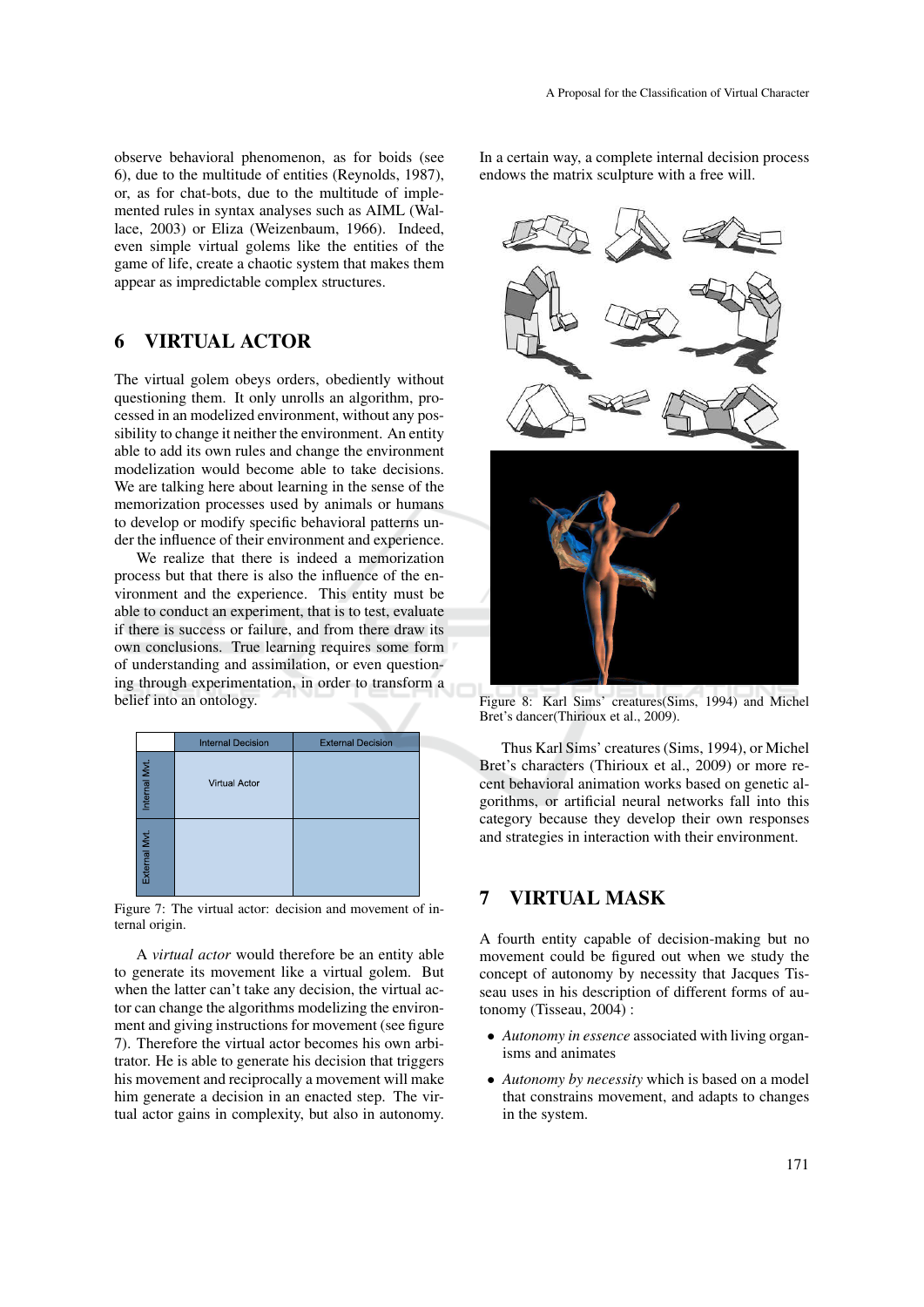observe behavioral phenomenon, as for boids (see 6), due to the multitude of entities (Reynolds, 1987), or, as for chat-bots, due to the multitude of implemented rules in syntax analyses such as AIML (Wallace, 2003) or Eliza (Weizenbaum, 1966). Indeed, even simple virtual golems like the entities of the game of life, create a chaotic system that makes them appear as impredictable complex structures.

## 6 VIRTUAL ACTOR

The virtual golem obeys orders, obediently without questioning them. It only unrolls an algorithm, processed in an modelized environment, without any possibility to change it neither the environment. An entity able to add its own rules and change the environment modelization would become able to take decisions. We are talking here about learning in the sense of the memorization processes used by animals or humans to develop or modify specific behavioral patterns under the influence of their environment and experience.

We realize that there is indeed a memorization process but that there is also the influence of the environment and the experience. This entity must be able to conduct an experiment, that is to test, evaluate if there is success or failure, and from there draw its own conclusions. True learning requires some form of understanding and assimilation, or even questioning through experimentation, in order to transform a belief into an ontology.

| | Internal Decision | External Decision |
|---|---|---|
| Internal Mvt. | Virtual Actor | |
| External Mvt. | | |

Figure 7: The virtual actor: decision and movement of internal origin.

A *virtual actor* would therefore be an entity able to generate its movement like a virtual golem. But when the latter can't take any decision, the virtual actor can change the algorithms modelizing the environment and giving instructions for movement (see figure 7). Therefore the virtual actor becomes his own arbitrator. He is able to generate his decision that triggers his movement and reciprocally a movement will make him generate a decision in an enacted step. The virtual actor gains in complexity, but also in autonomy.

In a certain way, a complete internal decision process endows the matrix sculpture with a free will.

Figure 8: Karl Sims' creatures(Sims, 1994) and Michel Bret's dancer(Thirioux et al., 2009).

Thus Karl Sims' creatures (Sims, 1994), or Michel Bret's characters (Thirioux et al., 2009) or more recent behavioral animation works based on genetic algorithms, or artificial neural networks fall into this category because they develop their own responses and strategies in interaction with their environment.

## 7 VIRTUAL MASK

A fourth entity capable of decision-making but no movement could be figured out when we study the concept of autonomy by necessity that Jacques Tisseau uses in his description of different forms of autonomy (Tisseau, 2004) :

- *Autonomy in essence* associated with living organisms and animates
- *Autonomy by necessity* which is based on a model that constrains movement, and adapts to changes in the system.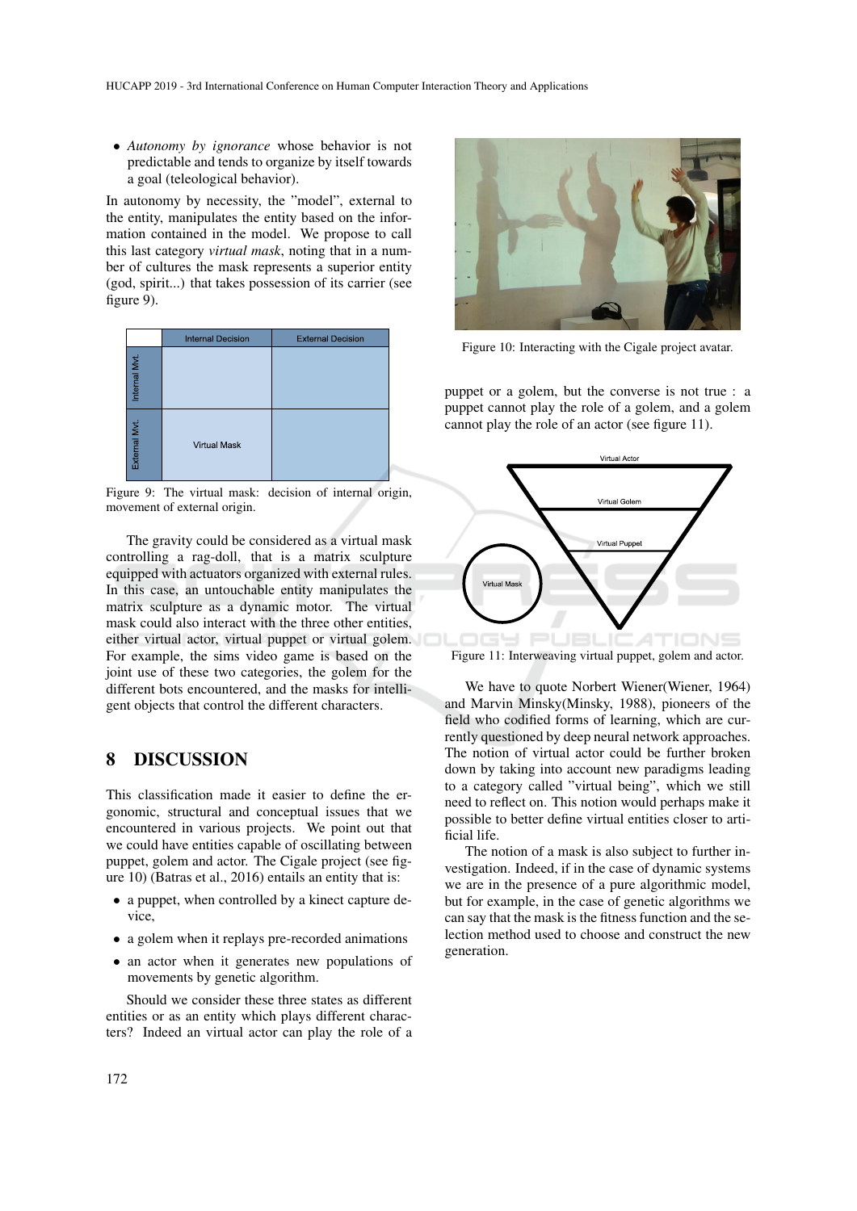- *Autonomy by ignorance* whose behavior is not predictable and tends to organize by itself towards a goal (teleological behavior).

In autonomy by necessity, the "model", external to the entity, manipulates the entity based on the information contained in the model. We propose to call this last category *virtual mask*, noting that in a number of cultures the mask represents a superior entity (god, spirit...) that takes possession of its carrier (see figure 9).

| | Internal Decision | External Decision |
|---|---|---|
| Internal Mvt. | | |
| External Mvt. | Virtual Mask | |

Figure 9: The virtual mask: decision of internal origin, movement of external origin.

The gravity could be considered as a virtual mask controlling a rag-doll, that is a matrix sculpture equipped with actuators organized with external rules. In this case, an untouchable entity manipulates the matrix sculpture as a dynamic motor. The virtual mask could also interact with the three other entities, either virtual actor, virtual puppet or virtual golem. For example, the sims video game is based on the joint use of these two categories, the golem for the different bots encountered, and the masks for intelligent objects that control the different characters.

## 8 DISCUSSION

This classification made it easier to define the ergonomic, structural and conceptual issues that we encountered in various projects. We point out that we could have entities capable of oscillating between puppet, golem and actor. The Cigale project (see figure 10) (Batras et al., 2016) entails an entity that is:

- a puppet, when controlled by a kinect capture device,
- a golem when it replays pre-recorded animations
- an actor when it generates new populations of movements by genetic algorithm.

Should we consider these three states as different entities or as an entity which plays different characters? Indeed an virtual actor can play the role of a puppet or a golem, but the converse is not true : a puppet cannot play the role of a golem, and a golem cannot play the role of an actor (see figure 11).

Figure 10: Interacting with the Cigale project avatar.

Virtual Actor

Virtual Golem

Virtual Puppet

Virtual Mask

Figure 11: Interweaving virtual puppet, golem and actor.

We have to quote Norbert Wiener(Wiener, 1964) and Marvin Minsky(Minsky, 1988), pioneers of the field who codified forms of learning, which are currently questioned by deep neural network approaches. The notion of virtual actor could be further broken down by taking into account new paradigms leading to a category called "virtual being", which we still need to reflect on. This notion would perhaps make it possible to better define virtual entities closer to artificial life.

The notion of a mask is also subject to further investigation. Indeed, if in the case of dynamic systems we are in the presence of a pure algorithmic model, but for example, in the case of genetic algorithms we can say that the mask is the fitness function and the selection method used to choose and construct the new generation.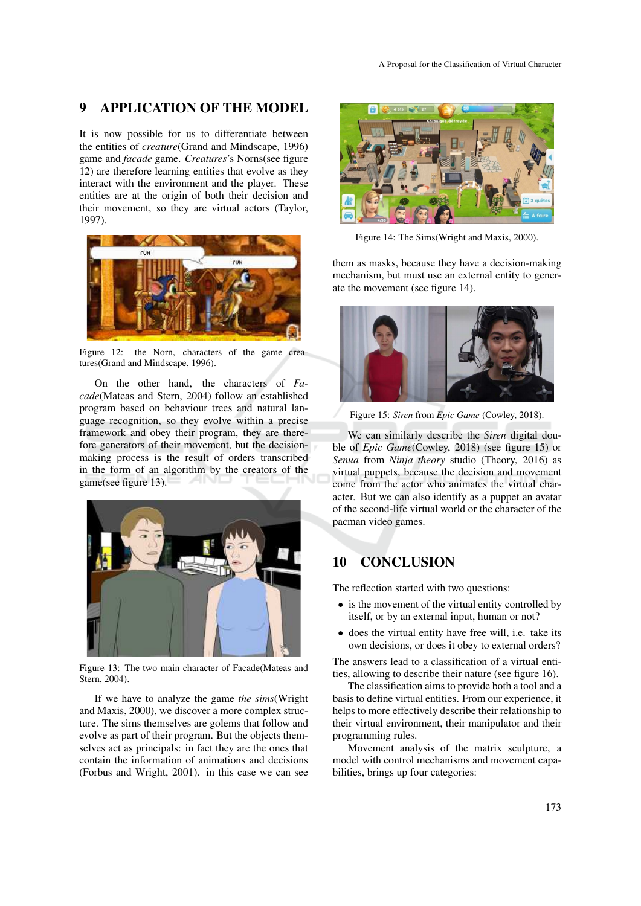## 9 APPLICATION OF THE MODEL

It is now possible for us to differentiate between the entities of *creature*(Grand and Mindscape, 1996) game and *facade* game. *Creatures*'s Norns(see figure 12) are therefore learning entities that evolve as they interact with the environment and the player. These entities are at the origin of both their decision and their movement, so they are virtual actors (Taylor, 1997).

Figure 12: the Norn, characters of the game creatures(Grand and Mindscape, 1996).

On the other hand, the characters of *Facade*(Mateas and Stern, 2004) follow an established program based on behaviour trees and natural language recognition, so they evolve within a precise framework and obey their program, they are therefore generators of their movement, but the decision-making process is the result of orders transcribed in the form of an algorithm by the creators of the game(see figure 13).

Figure 13: The two main character of Facade(Mateas and Stern, 2004).

If we have to analyze the game *the sims*(Wright and Maxis, 2000), we discover a more complex structure. The sims themselves are golems that follow and evolve as part of their program. But the objects themselves act as principals: in fact they are the ones that contain the information of animations and decisions (Forbus and Wright, 2001). in this case we can see them as masks, because they have a decision-making mechanism, but must use an external entity to generate the movement (see figure 14).

Figure 14: The Sims(Wright and Maxis, 2000).

Figure 15: *Siren* from *Epic Game* (Cowley, 2018).

We can similarly describe the *Siren* digital double of *Epic Game*(Cowley, 2018) (see figure 15) or *Senua* from *Ninja theory* studio (Theory, 2016) as virtual puppets, because the decision and movement come from the actor who animates the virtual character. But we can also identify as a puppet an avatar of the second-life virtual world or the character of the pacman video games.

## 10 CONCLUSION

The reflection started with two questions:

- is the movement of the virtual entity controlled by itself, or by an external input, human or not?
- does the virtual entity have free will, i.e. take its own decisions, or does it obey to external orders?

The answers lead to a classification of a virtual entities, allowing to describe their nature (see figure 16).

The classification aims to provide both a tool and a basis to define virtual entities. From our experience, it helps to more effectively describe their relationship to their virtual environment, their manipulator and their programming rules.

Movement analysis of the matrix sculpture, a model with control mechanisms and movement capabilities, brings up four categories: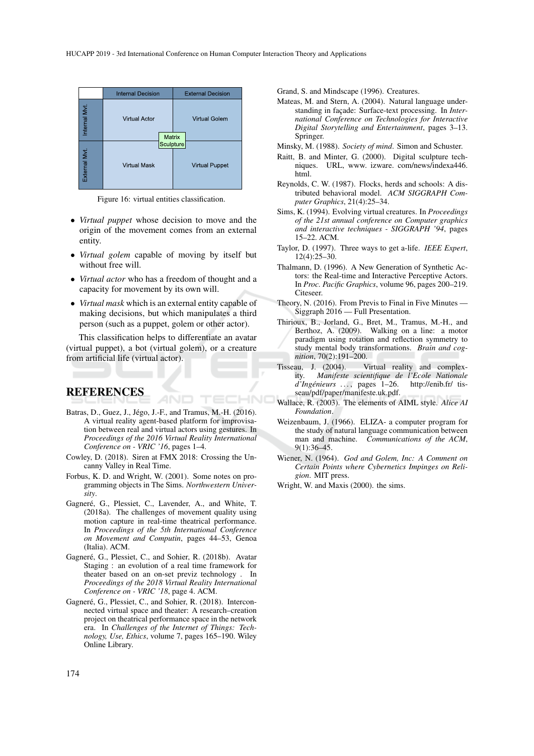| | Internal Decision | External Decision |
|---|---|---|
| Internal Mvt. | Virtual Actor | Virtual Golem |
| External Mvt. | Virtual Mask | Virtual Puppet |

Matrix Sculpture

Figure 16: virtual entities classification.

- *Virtual puppet* whose decision to move and the origin of the movement comes from an external entity.
- *Virtual golem* capable of moving by itself but without free will.
- *Virtual actor* who has a freedom of thought and a capacity for movement by its own will.
- *Virtual mask* which is an external entity capable of making decisions, but which manipulates a third person (such as a puppet, golem or other actor).

This classification helps to differentiate an avatar (virtual puppet), a bot (virtual golem), or a creature from artificial life (virtual actor).

## REFERENCES

Batras, D., Guez, J., Jégo, J.-F., and Tramus, M.-H. (2016). A virtual reality agent-based platform for improvisation between real and virtual actors using gestures. In *Proceedings of the 2016 Virtual Reality International Conference on - VRIC '16*, pages 1–4.

Cowley, D. (2018). Siren at FMX 2018: Crossing the Uncanny Valley in Real Time.

Forbus, K. D. and Wright, W. (2001). Some notes on programming objects in The Sims. *Northwestern University*.

Gagneré, G., Plessiet, C., Lavender, A., and White, T. (2018a). The challenges of movement quality using motion capture in real-time theatrical performance. In *Proceedings of the 5th International Conference on Movement and Computin*, pages 44–53, Genoa (Italia). ACM.

Gagneré, G., Plessiet, C., and Sohier, R. (2018b). Avatar Staging : an evolution of a real time framework for theater based on an on-set previz technology . In *Proceedings of the 2018 Virtual Reality International Conference on - VRIC '18*, page 4. ACM.

Gagneré, G., Plessiet, C., and Sohier, R. (2018). Interconnected virtual space and theater: A research–creation project on theatrical performance space in the network era. In *Challenges of the Internet of Things: Technology, Use, Ethics*, volume 7, pages 165–190. Wiley Online Library.

Grand, S. and Mindscape (1996). Creatures.

Mateas, M. and Stern, A. (2004). Natural language understanding in façade: Surface-text processing. In *International Conference on Technologies for Interactive Digital Storytelling and Entertainment*, pages 3–13. Springer.

Minsky, M. (1988). *Society of mind*. Simon and Schuster.

Raitt, B. and Minter, G. (2000). Digital sculpture techniques. URL, www. izware. com/news/indexa446. html.

Reynolds, C. W. (1987). Flocks, herds and schools: A distributed behavioral model. *ACM SIGGRAPH Computer Graphics*, 21(4):25–34.

Sims, K. (1994). Evolving virtual creatures. In *Proceedings of the 21st annual conference on Computer graphics and interactive techniques - SIGGRAPH '94*, pages 15–22. ACM.

Taylor, D. (1997). Three ways to get a-life. *IEEE Expert*, 12(4):25–30.

Thalmann, D. (1996). A New Generation of Synthetic Actors: the Real-time and Interactive Perceptive Actors. In *Proc. Pacific Graphics*, volume 96, pages 200–219. Citeseer.

Theory, N. (2016). From Previs to Final in Five Minutes — Siggraph 2016 — Full Presentation.

Thirioux, B., Jorland, G., Bret, M., Tramus, M.-H., and Berthoz, A. (2009). Walking on a line: a motor paradigm using rotation and reflection symmetry to study mental body transformations. *Brain and cognition*, 70(2):191–200.

Tisseau, J. (2004). Virtual reality and complexity. *Manifeste scientifique de l'Ecole Nationale d'Ingénieurs ...*, pages 1–26. http://enib.fr/ tisseau/pdf/paper/manifeste.uk.pdf.

Wallace, R. (2003). The elements of AIML style. *Alice AI Foundation*.

Weizenbaum, J. (1966). ELIZA- a computer program for the study of natural language communication between man and machine. *Communications of the ACM*, 9(1):36–45.

Wiener, N. (1964). *God and Golem, Inc: A Comment on Certain Points where Cybernetics Impinges on Religion*. MIT press.

Wright, W. and Maxis (2000). the sims.